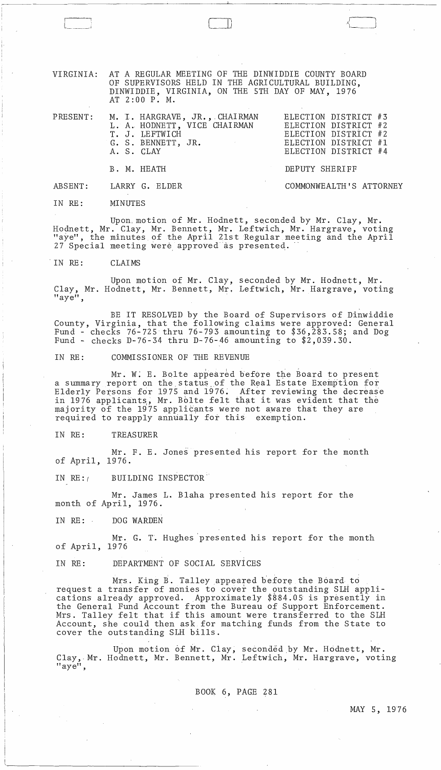VIRGINIA: AT A REGULAR MEETING OF THE DINWIDDIE COUNTY BOARD OF SUPERVISORS HELD IN THE AGRICULTURAL BUILDING, DINWIDDIE, VIRGINIA, ON THE 5TH DAY OF MAY, 1976 AT 2:00 P. M.

| | | |
|---|---|---|
| PRESENT: | M. I. HARGRAVE, JR., CHAIRMAN | ELECTION DISTRICT #3 |
| | L. A. HODNETT, VICE CHAIRMAN | ELECTION DISTRICT #2 |
| | T. J. LEFTWICH | ELECTION DISTRICT #2 |
| | G. S. BENNETT, JR. | ELECTION DISTRICT #1 |
| | A. S. CLAY | ELECTION DISTRICT #4 |
| | B. M. HEATH | DEPUTY SHERIFF |
| ABSENT: | LARRY G. ELDER | COMMONWEALTH'S ATTORNEY |

IN RE: MINUTES

Upon motion of Mr. Hodnett, seconded by Mr. Clay, Mr. Hodnett, Mr. Clay, Mr. Bennett, Mr. Leftwich, Mr. Hargrave, voting "aye", the minutes of the April 21st Regular meeting and the April 27 Special meeting were approved as presented.

IN RE: CLAIMS

Upon motion of Mr. Clay, seconded by Mr. Hodnett, Mr. Clay, Mr. Hodnett, Mr. Bennett, Mr. Leftwich, Mr. Hargrave, voting "aye",

BE IT RESOLVED by the Board of Supervisors of Dinwiddie County, Virginia, that the following claims were approved: General Fund - checks 76-725 thru 76-793 amounting to $36,283.58; and Dog Fund - checks D-76-34 thru D-76-46 amounting to $2,039.30.

IN RE: COMMISSIONER OF THE REVENUE

Mr. W. E. Bolte appeared before the Board to present a summary report on the status of the Real Estate Exemption for Elderly Persons for 1975 and 1976. After reviewing the decrease in 1976 applicants, Mr. Bolte felt that it was evident that the majority of the 1975 applicants were not aware that they are required to reapply annually for this exemption.

IN RE: TREASURER

Mr. F. E. Jones presented his report for the month of April, 1976.

IN RE: BUILDING INSPECTOR

Mr. James L. Blaha presented his report for the month of April, 1976.

IN RE: DOG WARDEN

Mr. G. T. Hughes presented his report for the month of April, 1976

IN RE: DEPARTMENT OF SOCIAL SERVICES

Mrs. King B. Talley appeared before the Board to request a transfer of monies to cover the outstanding SLH applications already approved. Approximately $884.05 is presently in the General Fund Account from the Bureau of Support Enforcement. Mrs. Talley felt that if this amount were transferred to the SLH Account, she could then ask for matching funds from the State to cover the outstanding SLH bills.

Upon motion of Mr. Clay, seconded by Mr. Hodnett, Mr. Clay, Mr. Hodnett, Mr. Bennett, Mr. Leftwich, Mr. Hargrave, voting "aye",

BOOK 6, PAGE 281

MAY 5, 1976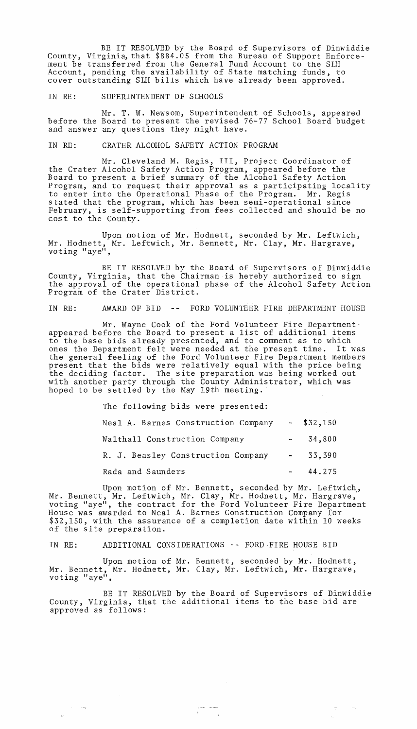BE IT RESOLVED by the Board of Supervisors of Dinwiddie County, Virginia, that $884.05 from the Bureau of Support Enforcement be transferred from the General Fund Account to the SLH Account, pending the availability of State matching funds, to cover outstanding SLH bills which have already been approved.

IN RE: SUPERINTENDENT OF SCHOOLS

Mr. T. W. Newsom, Superintendent of Schools, appeared before the Board to present the revised 76-77 School Board budget and answer any questions they might have.

IN RE: CRATER ALCOHOL SAFETY ACTION PROGRAM

Mr. Cleveland M. Regis, III, Project Coordinator of the Crater Alcohol Safety Action Program, appeared before the Board to present a brief summary of the Alcohol Safety Action Program, and to request their approval as a participating locality to enter into the Operational Phase of the Program. Mr. Regis stated that the program, which has been semi-operational since February, is self-supporting from fees collected and should be no cost to the County.

Upon motion of Mr. Hodnett, seconded by Mr. Leftwich, Mr. Hodnett, Mr. Leftwich, Mr. Bennett, Mr. Clay, Mr. Hargrave, voting "aye",

BE IT RESOLVED by the Board of Supervisors of Dinwiddie County, Virginia, that the Chairman is hereby authorized to sign the approval of the operational phase of the Alcohol Safety Action Program of the Crater District.

IN RE: AWARD OF BID -- FORD VOLUNTEER FIRE DEPARTMENT HOUSE

Mr. Wayne Cook of the Ford Volunteer Fire Department appeared before the Board to present a list of additional items to the base bids already presented, and to comment as to which ones the Department felt were needed at the present time. It was the general feeling of the Ford Volunteer Fire Department members present that the bids were relatively equal with the price being the deciding factor. The site preparation was being worked out with another party through the County Administrator, which was hoped to be settled by the May 19th meeting.

The following bids were presented:

| | | |
|---|---|---|
| Neal A. Barnes Construction Company | - | $32,150 |
| Walthall Construction Company | - | 34,800 |
| R. J. Beasley Construction Company | - | 33,390 |
| Rada and Saunders | - | 44.275 |

Upon motion of Mr. Bennett, seconded by Mr. Leftwich, Mr. Bennett, Mr. Leftwich, Mr. Clay, Mr. Hodnett, Mr. Hargrave, voting "aye", the contract for the Ford Volunteer Fire Department House was awarded to Neal A. Barnes Construction Company for $32,150, with the assurance of a completion date within 10 weeks of the site preparation.

IN RE: ADDITIONAL CONSIDERATIONS -- FORD FIRE HOUSE BID

Upon motion of Mr. Bennett, seconded by Mr. Hodnett, Mr. Bennett, Mr. Hodnett, Mr. Clay, Mr. Leftwich, Mr. Hargrave, voting "aye",

BE IT RESOLVED by the Board of Supervisors of Dinwiddie County, Virginia, that the additional items to the base bid are approved as follows: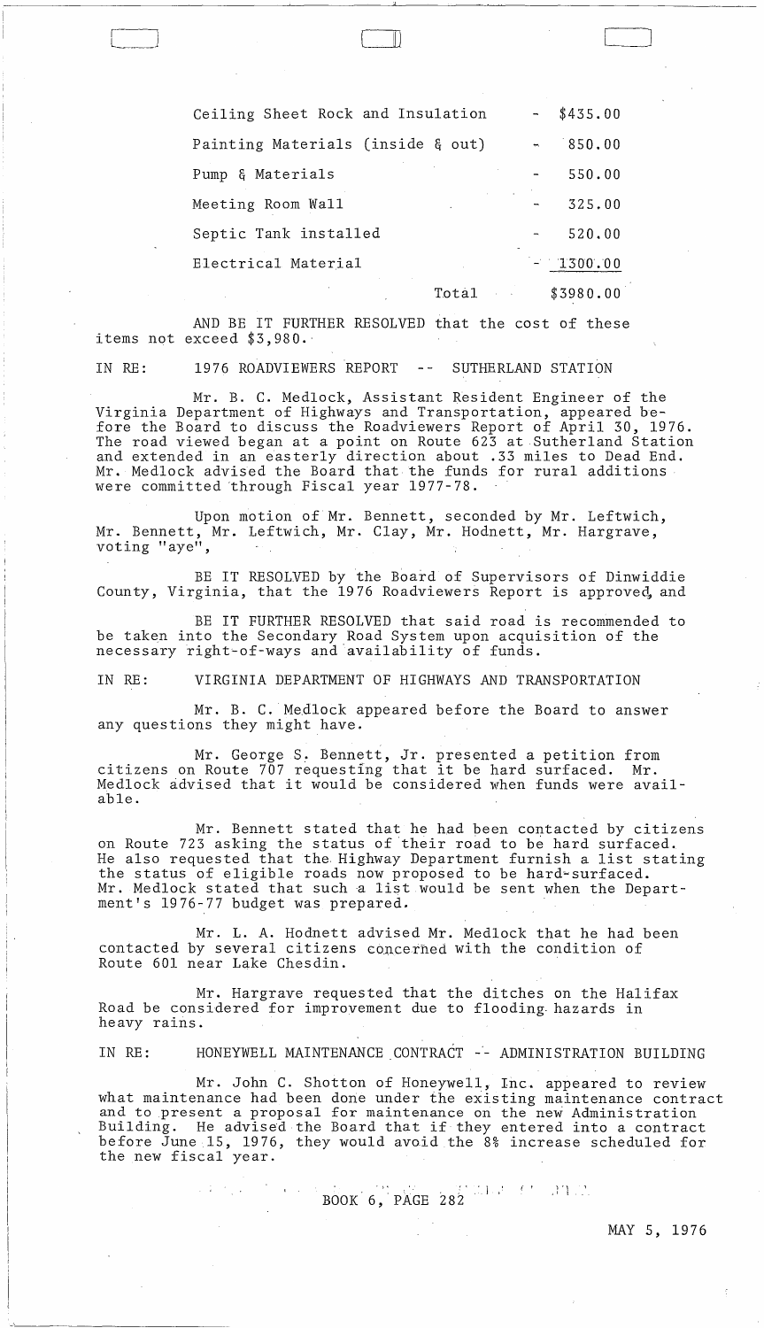| Item | | Cost |
|---|---|---|
| Ceiling Sheet Rock and Insulation | - | $435.00 |
| Painting Materials (inside & out) | - | 850.00 |
| Pump & Materials | - | 550.00 |
| Meeting Room Wall | - | 325.00 |
| Septic Tank installed | - | 520.00 |
| Electrical Material | - | 1300.00 |
| Total | | $3980.00 |

AND BE IT FURTHER RESOLVED that the cost of these items not exceed $3,980.

IN RE: 1976 ROADVIEWERS REPORT -- SUTHERLAND STATION

Mr. B. C. Medlock, Assistant Resident Engineer of the Virginia Department of Highways and Transportation, appeared before the Board to discuss the Roadviewers Report of April 30, 1976. The road viewed began at a point on Route 623 at Sutherland Station and extended in an easterly direction about .33 miles to Dead End. Mr. Medlock advised the Board that the funds for rural additions were committed through Fiscal year 1977-78.

Upon motion of Mr. Bennett, seconded by Mr. Leftwich, Mr. Bennett, Mr. Leftwich, Mr. Clay, Mr. Hodnett, Mr. Hargrave, voting "aye",

BE IT RESOLVED by the Board of Supervisors of Dinwiddie County, Virginia, that the 1976 Roadviewers Report is approved, and

BE IT FURTHER RESOLVED that said road is recommended to be taken into the Secondary Road System upon acquisition of the necessary right-of-ways and availability of funds.

IN RE: VIRGINIA DEPARTMENT OF HIGHWAYS AND TRANSPORTATION

Mr. B. C. Medlock appeared before the Board to answer any questions they might have.

Mr. George S. Bennett, Jr. presented a petition from citizens on Route 707 requesting that it be hard surfaced. Mr. Medlock advised that it would be considered when funds were available.

Mr. Bennett stated that he had been contacted by citizens on Route 723 asking the status of their road to be hard surfaced. He also requested that the Highway Department furnish a list stating the status of eligible roads now proposed to be hard-surfaced. Mr. Medlock stated that such a list would be sent when the Department's 1976-77 budget was prepared.

Mr. L. A. Hodnett advised Mr. Medlock that he had been contacted by several citizens concerned with the condition of Route 601 near Lake Chesdin.

Mr. Hargrave requested that the ditches on the Halifax Road be considered for improvement due to flooding hazards in heavy rains.

IN RE: HONEYWELL MAINTENANCE CONTRACT -- ADMINISTRATION BUILDING

Mr. John C. Shotton of Honeywell, Inc. appeared to review what maintenance had been done under the existing maintenance contract and to present a proposal for maintenance on the new Administration Building. He advised the Board that if they entered into a contract before June 15, 1976, they would avoid the 8% increase scheduled for the new fiscal year.

BOOK 6, PAGE 282

MAY 5, 1976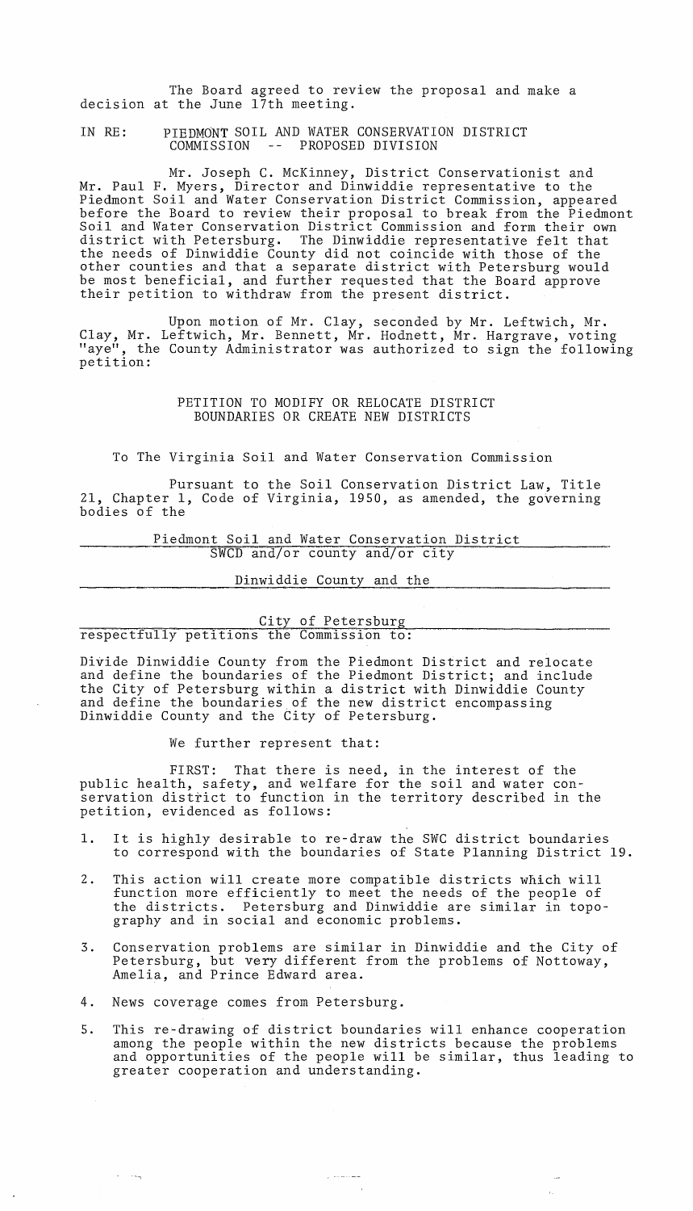The Board agreed to review the proposal and make a decision at the June 17th meeting.

IN RE: PIEDMONT SOIL AND WATER CONSERVATION DISTRICT COMMISSION -- PROPOSED DIVISION

Mr. Joseph C. McKinney, District Conservationist and Mr. Paul F. Myers, Director and Dinwiddie representative to the Piedmont Soil and Water Conservation District Commission, appeared before the Board to review their proposal to break from the Piedmont Soil and Water Conservation District Commission and form their own district with Petersburg. The Dinwiddie representative felt that the needs of Dinwiddie County did not coincide with those of the other counties and that a separate district with Petersburg would be most beneficial, and further requested that the Board approve their petition to withdraw from the present district.

Upon motion of Mr. Clay, seconded by Mr. Leftwich, Mr. Clay, Mr. Leftwich, Mr. Bennett, Mr. Hodnett, Mr. Hargrave, voting "aye", the County Administrator was authorized to sign the following petition:

PETITION TO MODIFY OR RELOCATE DISTRICT BOUNDARIES OR CREATE NEW DISTRICTS

To The Virginia Soil and Water Conservation Commission

Pursuant to the Soil Conservation District Law, Title 21, Chapter 1, Code of Virginia, 1950, as amended, the governing bodies of the

Piedmont Soil and Water Conservation District
SWCD and/or county and/or city

Dinwiddie County and the

City of Petersburg
respectfully petitions the Commission to:

Divide Dinwiddie County from the Piedmont District and relocate and define the boundaries of the Piedmont District; and include the City of Petersburg within a district with Dinwiddie County and define the boundaries of the new district encompassing Dinwiddie County and the City of Petersburg.

We further represent that:

FIRST: That there is need, in the interest of the public health, safety, and welfare for the soil and water conservation district to function in the territory described in the petition, evidenced as follows:

1. It is highly desirable to re-draw the SWC district boundaries to correspond with the boundaries of State Planning District 19.
2. This action will create more compatible districts which will function more efficiently to meet the needs of the people of the districts. Petersburg and Dinwiddie are similar in topography and in social and economic problems.
3. Conservation problems are similar in Dinwiddie and the City of Petersburg, but very different from the problems of Nottoway, Amelia, and Prince Edward area.
4. News coverage comes from Petersburg.
5. This re-drawing of district boundaries will enhance cooperation among the people within the new districts because the problems and opportunities of the people will be similar, thus leading to greater cooperation and understanding.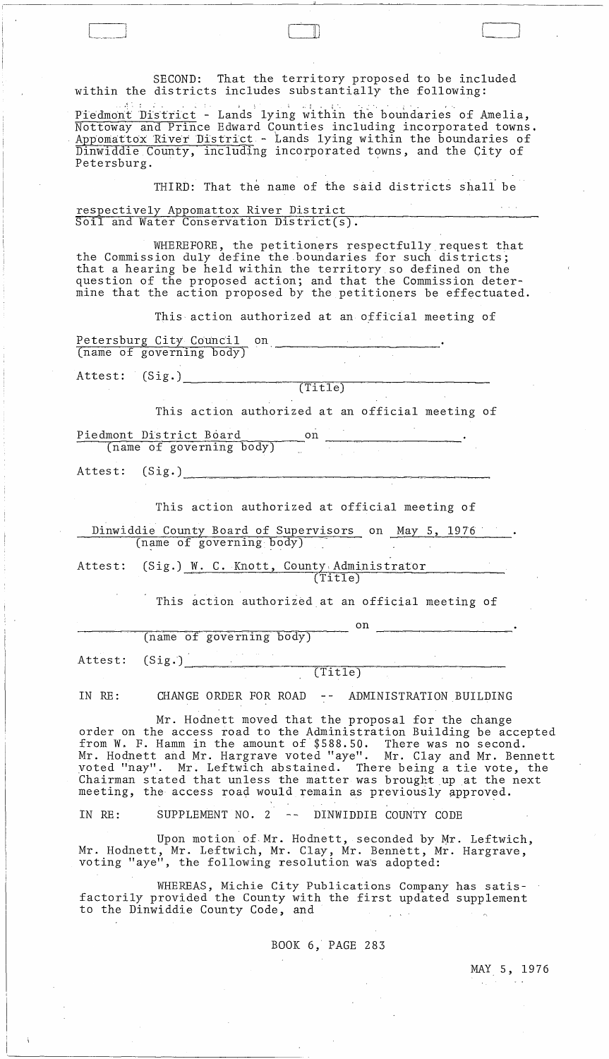SECOND: That the territory proposed to be included within the districts includes substantially the following:

Piedmont District - Lands lying within the boundaries of Amelia, Nottoway and Prince Edward Counties including incorporated towns. Appomattox River District - Lands lying within the boundaries of Dinwiddie County, including incorporated towns, and the City of Petersburg.

THIRD: That the name of the said districts shall be respectively Appomattox River District Soil and Water Conservation District(s).

WHEREFORE, the petitioners respectfully request that the Commission duly define the boundaries for such districts; that a hearing be held within the territory so defined on the question of the proposed action; and that the Commission determine that the action proposed by the petitioners be effectuated.

This action authorized at an official meeting of

Petersburg City Council on ____________________.
(name of governing body)

Attest: (Sig.) ______________________________
(Title)

This action authorized at an official meeting of

Piedmont District Board on ____________________.
(name of governing body)

Attest: (Sig.) ______________________________

This action authorized at official meeting of

Dinwiddie County Board of Supervisors on May 5, 1976.
(name of governing body)

Attest: (Sig.) W. C. Knott, County Administrator
(Title)

This action authorized at an official meeting of

______________________________ on ____________________.
(name of governing body)

Attest: (Sig.) ______________________________
(Title)

IN RE: CHANGE ORDER FOR ROAD -- ADMINISTRATION BUILDING

Mr. Hodnett moved that the proposal for the change order on the access road to the Administration Building be accepted from W. F. Hamm in the amount of $588.50. There was no second. Mr. Hodnett and Mr. Hargrave voted "aye". Mr. Clay and Mr. Bennett voted "nay". Mr. Leftwich abstained. There being a tie vote, the Chairman stated that unless the matter was brought up at the next meeting, the access road would remain as previously approved.

IN RE: SUPPLEMENT NO. 2 -- DINWIDDIE COUNTY CODE

Upon motion of Mr. Hodnett, seconded by Mr. Leftwich, Mr. Hodnett, Mr. Leftwich, Mr. Clay, Mr. Bennett, Mr. Hargrave, voting "aye", the following resolution was adopted:

WHEREAS, Michie City Publications Company has satisfactorily provided the County with the first updated supplement to the Dinwiddie County Code, and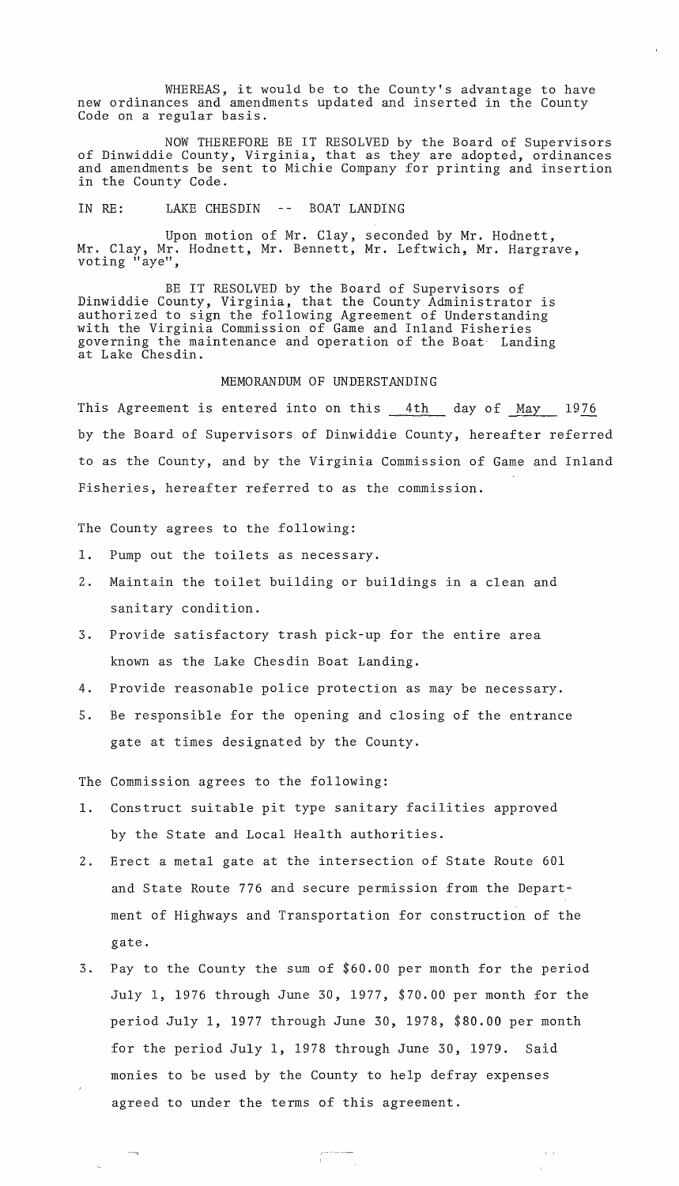WHEREAS, it would be to the County's advantage to have new ordinances and amendments updated and inserted in the County Code on a regular basis.

NOW THEREFORE BE IT RESOLVED by the Board of Supervisors of Dinwiddie County, Virginia, that as they are adopted, ordinances and amendments be sent to Michie Company for printing and insertion in the County Code.

IN RE: LAKE CHESDIN -- BOAT LANDING

Upon motion of Mr. Clay, seconded by Mr. Hodnett, Mr. Clay, Mr. Hodnett, Mr. Bennett, Mr. Leftwich, Mr. Hargrave, voting "aye",

BE IT RESOLVED by the Board of Supervisors of Dinwiddie County, Virginia, that the County Administrator is authorized to sign the following Agreement of Understanding with the Virginia Commission of Game and Inland Fisheries governing the maintenance and operation of the Boat Landing at Lake Chesdin.

MEMORANDUM OF UNDERSTANDING

This Agreement is entered into on this 4th day of May 1976 by the Board of Supervisors of Dinwiddie County, hereafter referred to as the County, and by the Virginia Commission of Game and Inland Fisheries, hereafter referred to as the commission.

The County agrees to the following:

1. Pump out the toilets as necessary.
2. Maintain the toilet building or buildings in a clean and sanitary condition.
3. Provide satisfactory trash pick-up for the entire area known as the Lake Chesdin Boat Landing.
4. Provide reasonable police protection as may be necessary.
5. Be responsible for the opening and closing of the entrance gate at times designated by the County.

The Commission agrees to the following:

1. Construct suitable pit type sanitary facilities approved by the State and Local Health authorities.
2. Erect a metal gate at the intersection of State Route 601 and State Route 776 and secure permission from the Department of Highways and Transportation for construction of the gate.
3. Pay to the County the sum of $60.00 per month for the period July 1, 1976 through June 30, 1977, $70.00 per month for the period July 1, 1977 through June 30, 1978, $80.00 per month for the period July 1, 1978 through June 30, 1979. Said monies to be used by the County to help defray expenses agreed to under the terms of this agreement.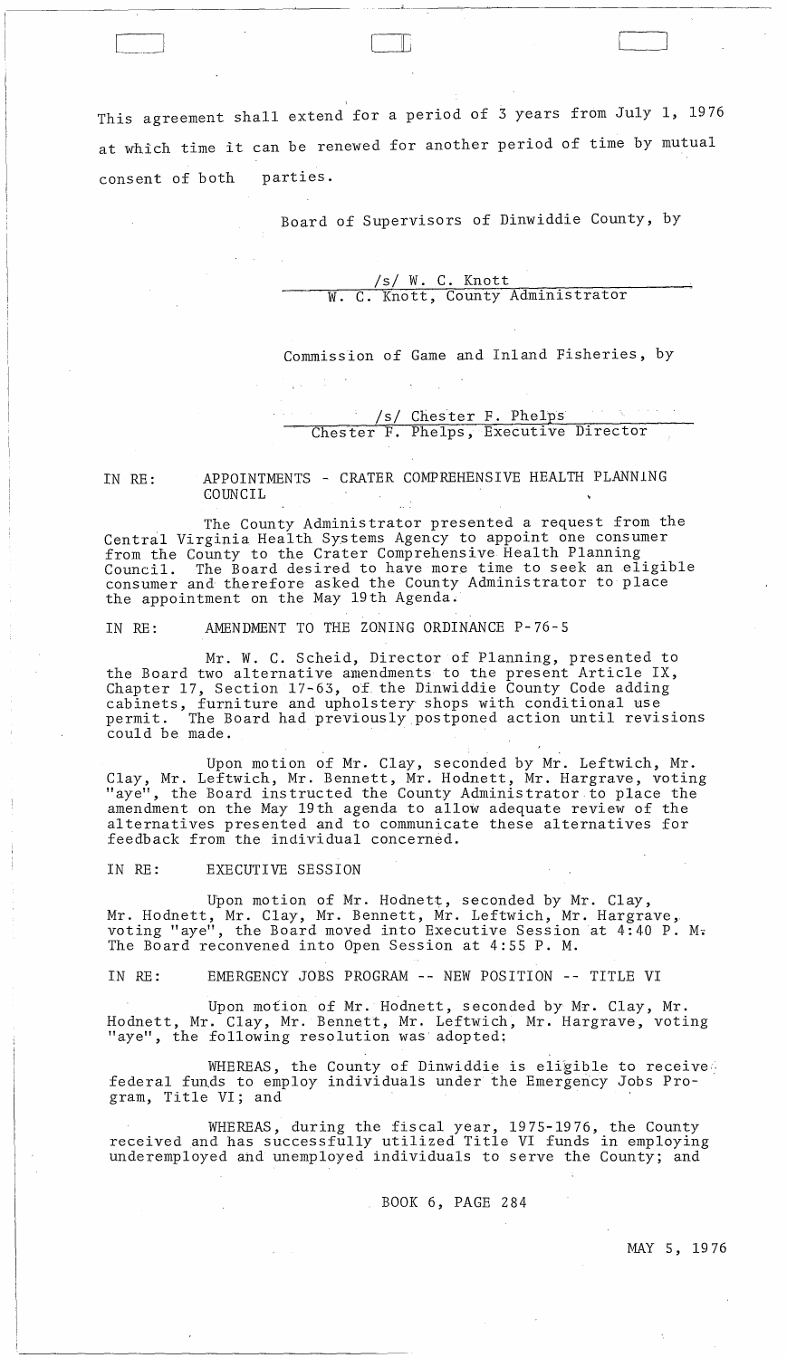This agreement shall extend for a period of 3 years from July 1, 1976 at which time it can be renewed for another period of time by mutual consent of both parties.

Board of Supervisors of Dinwiddie County, by

/s/ W. C. Knott
W. C. Knott, County Administrator

Commission of Game and Inland Fisheries, by

/s/ Chester F. Phelps
Chester F. Phelps, Executive Director

IN RE: APPOINTMENTS - CRATER COMPREHENSIVE HEALTH PLANNING COUNCIL

The County Administrator presented a request from the Central Virginia Health Systems Agency to appoint one consumer from the County to the Crater Comprehensive Health Planning Council. The Board desired to have more time to seek an eligible consumer and therefore asked the County Administrator to place the appointment on the May 19th Agenda.

IN RE: AMENDMENT TO THE ZONING ORDINANCE P-76-5

Mr. W. C. Scheid, Director of Planning, presented to the Board two alternative amendments to the present Article IX, Chapter 17, Section 17-63, of the Dinwiddie County Code adding cabinets, furniture and upholstery shops with conditional use permit. The Board had previously postponed action until revisions could be made.

Upon motion of Mr. Clay, seconded by Mr. Leftwich, Mr. Clay, Mr. Leftwich, Mr. Bennett, Mr. Hodnett, Mr. Hargrave, voting "aye", the Board instructed the County Administrator to place the amendment on the May 19th agenda to allow adequate review of the alternatives presented and to communicate these alternatives for feedback from the individual concerned.

IN RE: EXECUTIVE SESSION

Upon motion of Mr. Hodnett, seconded by Mr. Clay, Mr. Hodnett, Mr. Clay, Mr. Bennett, Mr. Leftwich, Mr. Hargrave, voting "aye", the Board moved into Executive Session at 4:40 P. M. The Board reconvened into Open Session at 4:55 P. M.

IN RE: EMERGENCY JOBS PROGRAM -- NEW POSITION -- TITLE VI

Upon motion of Mr. Hodnett, seconded by Mr. Clay, Mr. Hodnett, Mr. Clay, Mr. Bennett, Mr. Leftwich, Mr. Hargrave, voting "aye", the following resolution was adopted:

WHEREAS, the County of Dinwiddie is eligible to receive federal funds to employ individuals under the Emergency Jobs Program, Title VI; and

WHEREAS, during the fiscal year, 1975-1976, the County received and has successfully utilized Title VI funds in employing underemployed and unemployed individuals to serve the County; and

BOOK 6, PAGE 284

MAY 5, 1976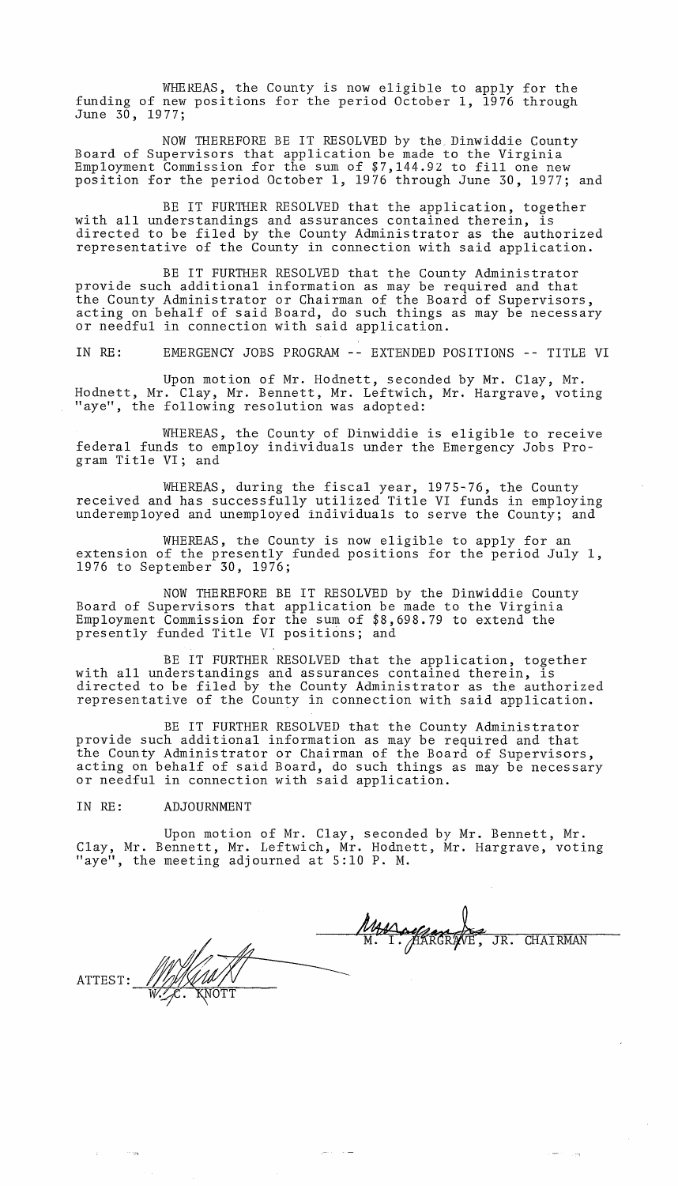WHEREAS, the County is now eligible to apply for the funding of new positions for the period October 1, 1976 through June 30, 1977;

NOW THEREFORE BE IT RESOLVED by the Dinwiddie County Board of Supervisors that application be made to the Virginia Employment Commission for the sum of $7,144.92 to fill one new position for the period October 1, 1976 through June 30, 1977; and

BE IT FURTHER RESOLVED that the application, together with all understandings and assurances contained therein, is directed to be filed by the County Administrator as the authorized representative of the County in connection with said application.

BE IT FURTHER RESOLVED that the County Administrator provide such additional information as may be required and that the County Administrator or Chairman of the Board of Supervisors, acting on behalf of said Board, do such things as may be necessary or needful in connection with said application.

IN RE: EMERGENCY JOBS PROGRAM -- EXTENDED POSITIONS -- TITLE VI

Upon motion of Mr. Hodnett, seconded by Mr. Clay, Mr. Hodnett, Mr. Clay, Mr. Bennett, Mr. Leftwich, Mr. Hargrave, voting "aye", the following resolution was adopted:

WHEREAS, the County of Dinwiddie is eligible to receive federal funds to employ individuals under the Emergency Jobs Program Title VI; and

WHEREAS, during the fiscal year, 1975-76, the County received and has successfully utilized Title VI funds in employing underemployed and unemployed individuals to serve the County; and

WHEREAS, the County is now eligible to apply for an extension of the presently funded positions for the period July 1, 1976 to September 30, 1976;

NOW THEREFORE BE IT RESOLVED by the Dinwiddie County Board of Supervisors that application be made to the Virginia Employment Commission for the sum of $8,698.79 to extend the presently funded Title VI positions; and

BE IT FURTHER RESOLVED that the application, together with all understandings and assurances contained therein, is directed to be filed by the County Administrator as the authorized representative of the County in connection with said application.

BE IT FURTHER RESOLVED that the County Administrator provide such additional information as may be required and that the County Administrator or Chairman of the Board of Supervisors, acting on behalf of said Board, do such things as may be necessary or needful in connection with said application.

IN RE: ADJOURNMENT

Upon motion of Mr. Clay, seconded by Mr. Bennett, Mr. Clay, Mr. Bennett, Mr. Leftwich, Mr. Hodnett, Mr. Hargrave, voting "aye", the meeting adjourned at 5:10 P. M.

M. I. HARGRAVE, JR. CHAIRMAN

ATTEST: W. C. KNOTT